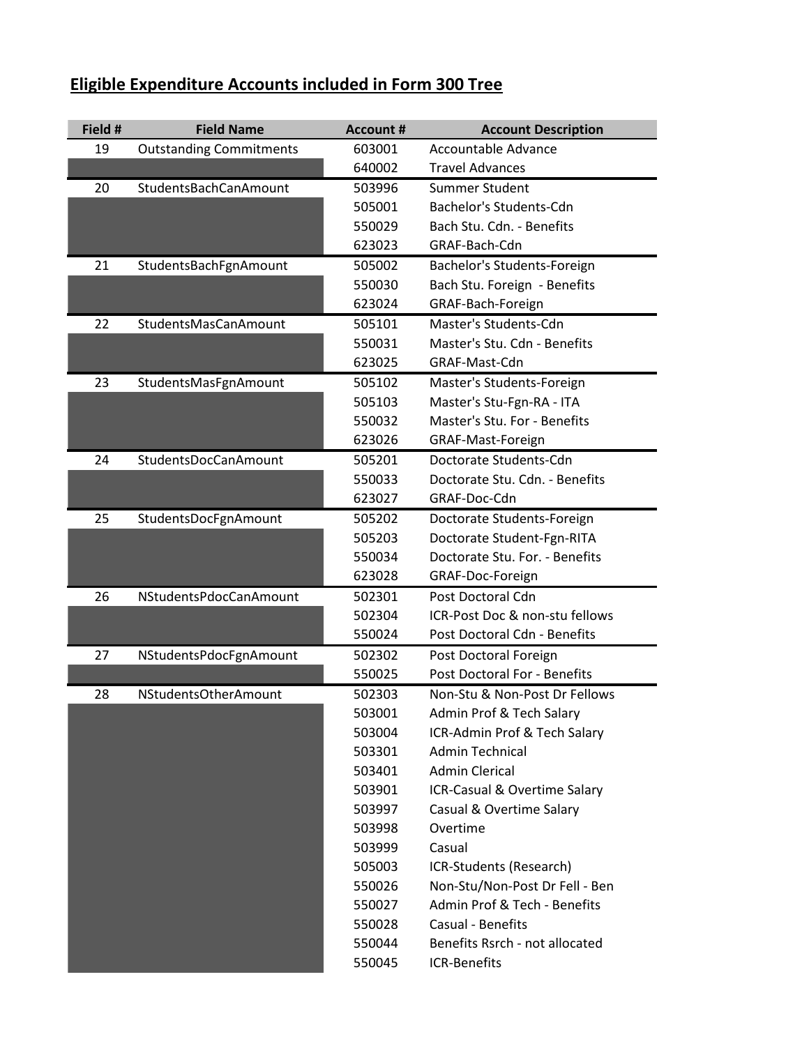## Eligible Expenditure Accounts included in Form 300 Tree

| Field # | Field Name | Account # | Account Description |
|---|---|---|---|
| 19 | Outstanding Commitments | 603001 | Accountable Advance |
| | | 640002 | Travel Advances |
| 20 | StudentsBachCanAmount | 503996 | Summer Student |
| | | 505001 | Bachelor's Students-Cdn |
| | | 550029 | Bach Stu. Cdn. - Benefits |
| | | 623023 | GRAF-Bach-Cdn |
| 21 | StudentsBachFgnAmount | 505002 | Bachelor's Students-Foreign |
| | | 550030 | Bach Stu. Foreign - Benefits |
| | | 623024 | GRAF-Bach-Foreign |
| 22 | StudentsMasCanAmount | 505101 | Master's Students-Cdn |
| | | 550031 | Master's Stu. Cdn - Benefits |
| | | 623025 | GRAF-Mast-Cdn |
| 23 | StudentsMasFgnAmount | 505102 | Master's Students-Foreign |
| | | 505103 | Master's Stu-Fgn-RA - ITA |
| | | 550032 | Master's Stu. For - Benefits |
| | | 623026 | GRAF-Mast-Foreign |
| 24 | StudentsDocCanAmount | 505201 | Doctorate Students-Cdn |
| | | 550033 | Doctorate Stu. Cdn. - Benefits |
| | | 623027 | GRAF-Doc-Cdn |
| 25 | StudentsDocFgnAmount | 505202 | Doctorate Students-Foreign |
| | | 505203 | Doctorate Student-Fgn-RITA |
| | | 550034 | Doctorate Stu. For. - Benefits |
| | | 623028 | GRAF-Doc-Foreign |
| 26 | NStudentsPdocCanAmount | 502301 | Post Doctoral Cdn |
| | | 502304 | ICR-Post Doc & non-stu fellows |
| | | 550024 | Post Doctoral Cdn - Benefits |
| 27 | NStudentsPdocFgnAmount | 502302 | Post Doctoral Foreign |
| | | 550025 | Post Doctoral For - Benefits |
| 28 | NStudentsOtherAmount | 502303 | Non-Stu & Non-Post Dr Fellows |
| | | 503001 | Admin Prof & Tech Salary |
| | | 503004 | ICR-Admin Prof & Tech Salary |
| | | 503301 | Admin Technical |
| | | 503401 | Admin Clerical |
| | | 503901 | ICR-Casual & Overtime Salary |
| | | 503997 | Casual & Overtime Salary |
| | | 503998 | Overtime |
| | | 503999 | Casual |
| | | 505003 | ICR-Students (Research) |
| | | 550026 | Non-Stu/Non-Post Dr Fell - Ben |
| | | 550027 | Admin Prof & Tech - Benefits |
| | | 550028 | Casual - Benefits |
| | | 550044 | Benefits Rsrch - not allocated |
| | | 550045 | ICR-Benefits |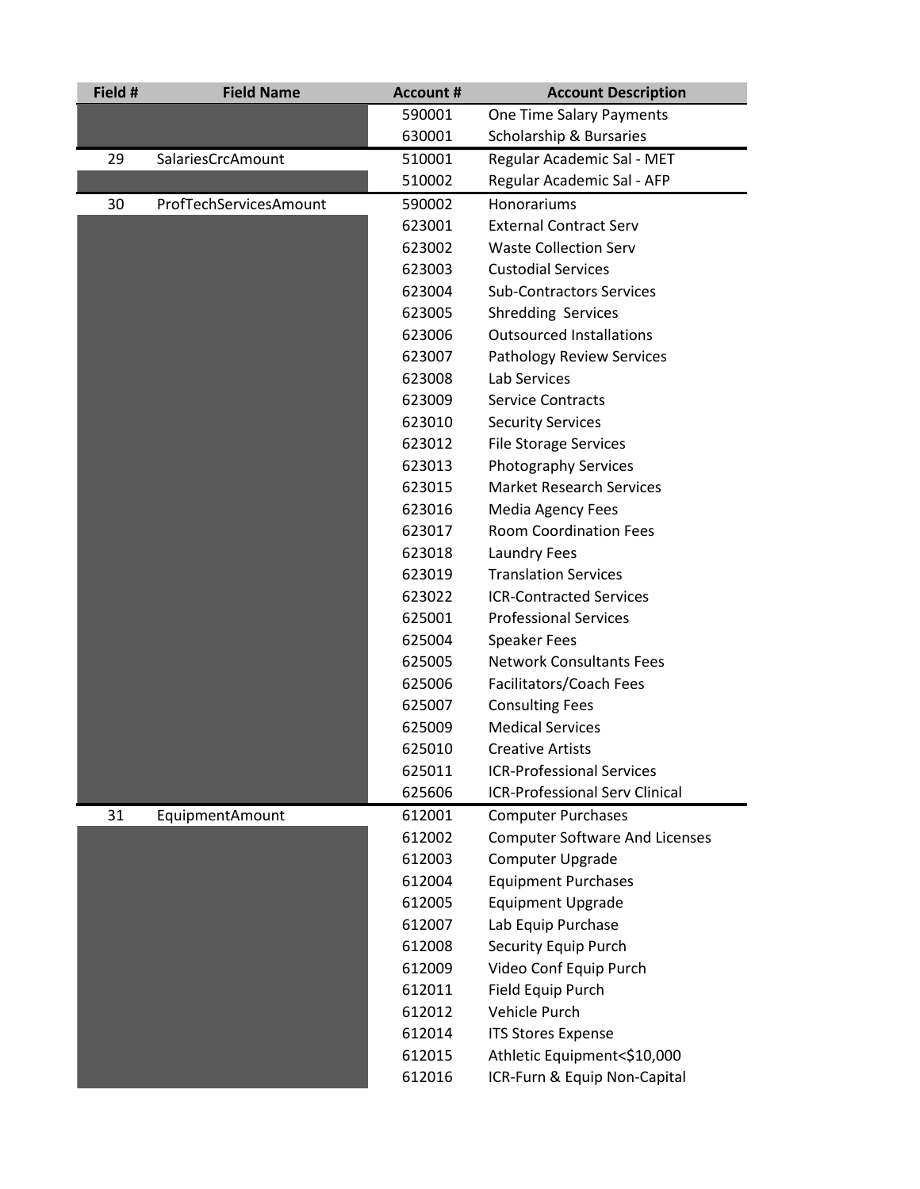| Field # | Field Name | Account # | Account Description |
|---|---|---|---|
| | | 590001 | One Time Salary Payments |
| | | 630001 | Scholarship & Bursaries |
| 29 | SalariesCrcAmount | 510001 | Regular Academic Sal - MET |
| | | 510002 | Regular Academic Sal - AFP |
| 30 | ProfTechServicesAmount | 590002 | Honorariums |
| | | 623001 | External Contract Serv |
| | | 623002 | Waste Collection Serv |
| | | 623003 | Custodial Services |
| | | 623004 | Sub-Contractors Services |
| | | 623005 | Shredding Services |
| | | 623006 | Outsourced Installations |
| | | 623007 | Pathology Review Services |
| | | 623008 | Lab Services |
| | | 623009 | Service Contracts |
| | | 623010 | Security Services |
| | | 623012 | File Storage Services |
| | | 623013 | Photography Services |
| | | 623015 | Market Research Services |
| | | 623016 | Media Agency Fees |
| | | 623017 | Room Coordination Fees |
| | | 623018 | Laundry Fees |
| | | 623019 | Translation Services |
| | | 623022 | ICR-Contracted Services |
| | | 625001 | Professional Services |
| | | 625004 | Speaker Fees |
| | | 625005 | Network Consultants Fees |
| | | 625006 | Facilitators/Coach Fees |
| | | 625007 | Consulting Fees |
| | | 625009 | Medical Services |
| | | 625010 | Creative Artists |
| | | 625011 | ICR-Professional Services |
| | | 625606 | ICR-Professional Serv Clinical |
| 31 | EquipmentAmount | 612001 | Computer Purchases |
| | | 612002 | Computer Software And Licenses |
| | | 612003 | Computer Upgrade |
| | | 612004 | Equipment Purchases |
| | | 612005 | Equipment Upgrade |
| | | 612007 | Lab Equip Purchase |
| | | 612008 | Security Equip Purch |
| | | 612009 | Video Conf Equip Purch |
| | | 612011 | Field Equip Purch |
| | | 612012 | Vehicle Purch |
| | | 612014 | ITS Stores Expense |
| | | 612015 | Athletic Equipment<$10,000 |
| | | 612016 | ICR-Furn & Equip Non-Capital |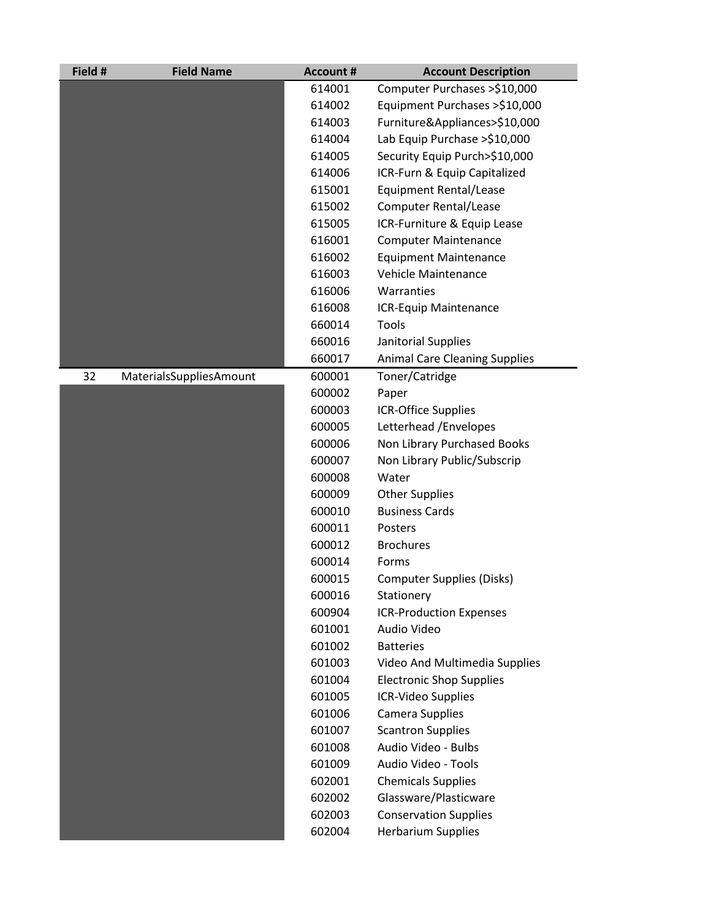| Field # | Field Name | Account # | Account Description |
|---|---|---|---|
| | | 614001 | Computer Purchases >$10,000 |
| | | 614002 | Equipment Purchases >$10,000 |
| | | 614003 | Furniture&Appliances>$10,000 |
| | | 614004 | Lab Equip Purchase >$10,000 |
| | | 614005 | Security Equip Purch>$10,000 |
| | | 614006 | ICR-Furn & Equip Capitalized |
| | | 615001 | Equipment Rental/Lease |
| | | 615002 | Computer Rental/Lease |
| | | 615005 | ICR-Furniture & Equip Lease |
| | | 616001 | Computer Maintenance |
| | | 616002 | Equipment Maintenance |
| | | 616003 | Vehicle Maintenance |
| | | 616006 | Warranties |
| | | 616008 | ICR-Equip Maintenance |
| | | 660014 | Tools |
| | | 660016 | Janitorial Supplies |
| | | 660017 | Animal Care Cleaning Supplies |
| 32 | MaterialsSuppliesAmount | 600001 | Toner/Catridge |
| | | 600002 | Paper |
| | | 600003 | ICR-Office Supplies |
| | | 600005 | Letterhead /Envelopes |
| | | 600006 | Non Library Purchased Books |
| | | 600007 | Non Library Public/Subscrip |
| | | 600008 | Water |
| | | 600009 | Other Supplies |
| | | 600010 | Business Cards |
| | | 600011 | Posters |
| | | 600012 | Brochures |
| | | 600014 | Forms |
| | | 600015 | Computer Supplies (Disks) |
| | | 600016 | Stationery |
| | | 600904 | ICR-Production Expenses |
| | | 601001 | Audio Video |
| | | 601002 | Batteries |
| | | 601003 | Video And Multimedia Supplies |
| | | 601004 | Electronic Shop Supplies |
| | | 601005 | ICR-Video Supplies |
| | | 601006 | Camera Supplies |
| | | 601007 | Scantron Supplies |
| | | 601008 | Audio Video - Bulbs |
| | | 601009 | Audio Video - Tools |
| | | 602001 | Chemicals Supplies |
| | | 602002 | Glassware/Plasticware |
| | | 602003 | Conservation Supplies |
| | | 602004 | Herbarium Supplies |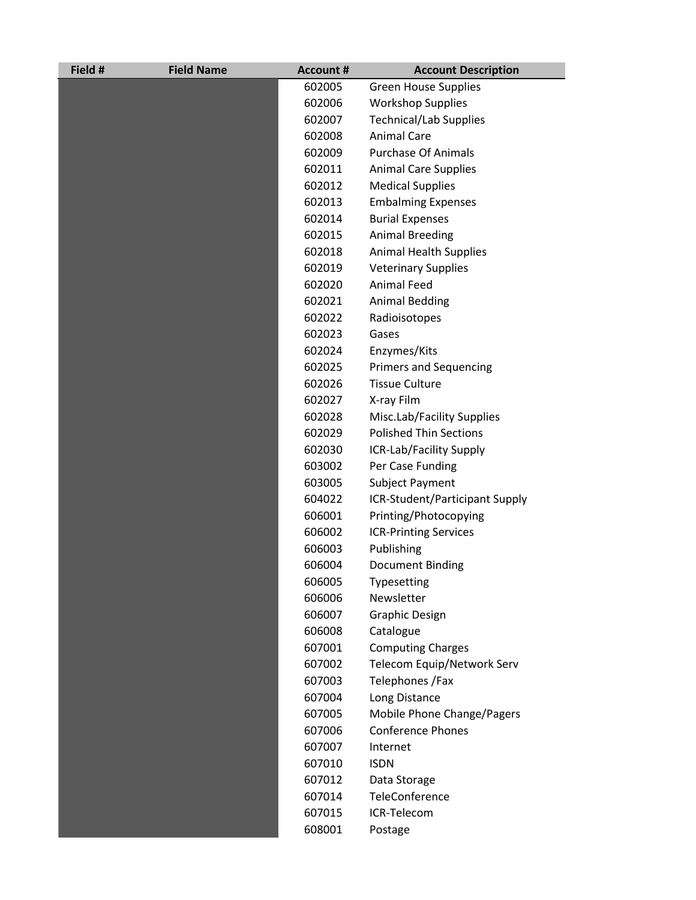| Field # | Field Name | Account # | Account Description |
|---|---|---|---|
| | | 602005 | Green House Supplies |
| | | 602006 | Workshop Supplies |
| | | 602007 | Technical/Lab Supplies |
| | | 602008 | Animal Care |
| | | 602009 | Purchase Of Animals |
| | | 602011 | Animal Care Supplies |
| | | 602012 | Medical Supplies |
| | | 602013 | Embalming Expenses |
| | | 602014 | Burial Expenses |
| | | 602015 | Animal Breeding |
| | | 602018 | Animal Health Supplies |
| | | 602019 | Veterinary Supplies |
| | | 602020 | Animal Feed |
| | | 602021 | Animal Bedding |
| | | 602022 | Radioisotopes |
| | | 602023 | Gases |
| | | 602024 | Enzymes/Kits |
| | | 602025 | Primers and Sequencing |
| | | 602026 | Tissue Culture |
| | | 602027 | X-ray Film |
| | | 602028 | Misc.Lab/Facility Supplies |
| | | 602029 | Polished Thin Sections |
| | | 602030 | ICR-Lab/Facility Supply |
| | | 603002 | Per Case Funding |
| | | 603005 | Subject Payment |
| | | 604022 | ICR-Student/Participant Supply |
| | | 606001 | Printing/Photocopying |
| | | 606002 | ICR-Printing Services |
| | | 606003 | Publishing |
| | | 606004 | Document Binding |
| | | 606005 | Typesetting |
| | | 606006 | Newsletter |
| | | 606007 | Graphic Design |
| | | 606008 | Catalogue |
| | | 607001 | Computing Charges |
| | | 607002 | Telecom Equip/Network Serv |
| | | 607003 | Telephones /Fax |
| | | 607004 | Long Distance |
| | | 607005 | Mobile Phone Change/Pagers |
| | | 607006 | Conference Phones |
| | | 607007 | Internet |
| | | 607010 | ISDN |
| | | 607012 | Data Storage |
| | | 607014 | TeleConference |
| | | 607015 | ICR-Telecom |
| | | 608001 | Postage |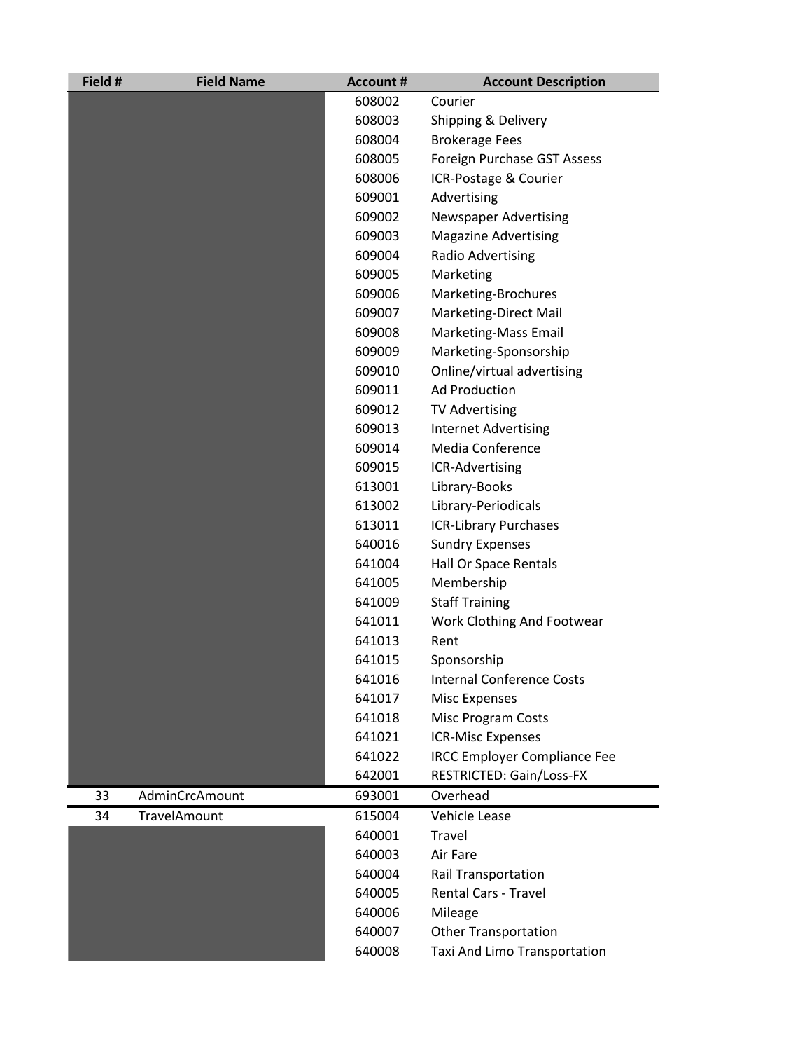| Field # | Field Name | Account # | Account Description |
|---|---|---|---|
| | | 608002 | Courier |
| | | 608003 | Shipping & Delivery |
| | | 608004 | Brokerage Fees |
| | | 608005 | Foreign Purchase GST Assess |
| | | 608006 | ICR-Postage & Courier |
| | | 609001 | Advertising |
| | | 609002 | Newspaper Advertising |
| | | 609003 | Magazine Advertising |
| | | 609004 | Radio Advertising |
| | | 609005 | Marketing |
| | | 609006 | Marketing-Brochures |
| | | 609007 | Marketing-Direct Mail |
| | | 609008 | Marketing-Mass Email |
| | | 609009 | Marketing-Sponsorship |
| | | 609010 | Online/virtual advertising |
| | | 609011 | Ad Production |
| | | 609012 | TV Advertising |
| | | 609013 | Internet Advertising |
| | | 609014 | Media Conference |
| | | 609015 | ICR-Advertising |
| | | 613001 | Library-Books |
| | | 613002 | Library-Periodicals |
| | | 613011 | ICR-Library Purchases |
| | | 640016 | Sundry Expenses |
| | | 641004 | Hall Or Space Rentals |
| | | 641005 | Membership |
| | | 641009 | Staff Training |
| | | 641011 | Work Clothing And Footwear |
| | | 641013 | Rent |
| | | 641015 | Sponsorship |
| | | 641016 | Internal Conference Costs |
| | | 641017 | Misc Expenses |
| | | 641018 | Misc Program Costs |
| | | 641021 | ICR-Misc Expenses |
| | | 641022 | IRCC Employer Compliance Fee |
| | | 642001 | RESTRICTED: Gain/Loss-FX |
| 33 | AdminCrcAmount | 693001 | Overhead |
| 34 | TravelAmount | 615004 | Vehicle Lease |
| | | 640001 | Travel |
| | | 640003 | Air Fare |
| | | 640004 | Rail Transportation |
| | | 640005 | Rental Cars - Travel |
| | | 640006 | Mileage |
| | | 640007 | Other Transportation |
| | | 640008 | Taxi And Limo Transportation |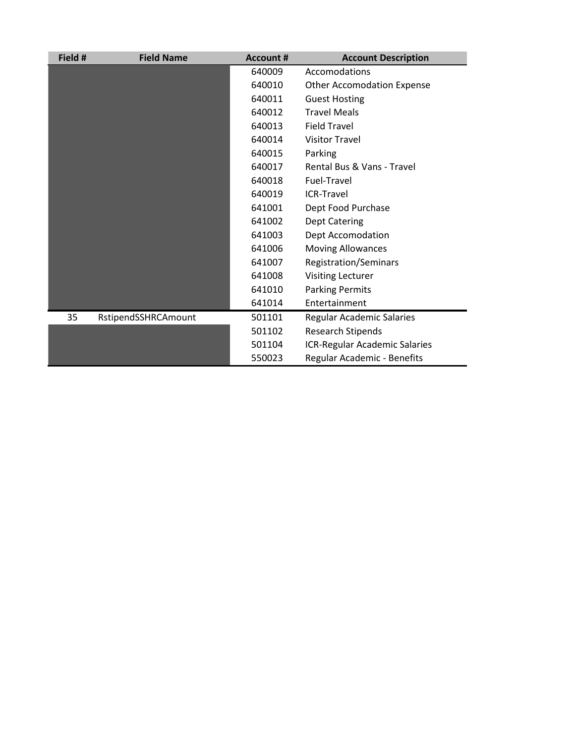| Field # | Field Name | Account # | Account Description |
|---|---|---|---|
| | | 640009 | Accomodations |
| | | 640010 | Other Accomodation Expense |
| | | 640011 | Guest Hosting |
| | | 640012 | Travel Meals |
| | | 640013 | Field Travel |
| | | 640014 | Visitor Travel |
| | | 640015 | Parking |
| | | 640017 | Rental Bus & Vans - Travel |
| | | 640018 | Fuel-Travel |
| | | 640019 | ICR-Travel |
| | | 641001 | Dept Food Purchase |
| | | 641002 | Dept Catering |
| | | 641003 | Dept Accomodation |
| | | 641006 | Moving Allowances |
| | | 641007 | Registration/Seminars |
| | | 641008 | Visiting Lecturer |
| | | 641010 | Parking Permits |
| | | 641014 | Entertainment |
| 35 | RstipendSSHRCAmount | 501101 | Regular Academic Salaries |
| | | 501102 | Research Stipends |
| | | 501104 | ICR-Regular Academic Salaries |
| | | 550023 | Regular Academic - Benefits |